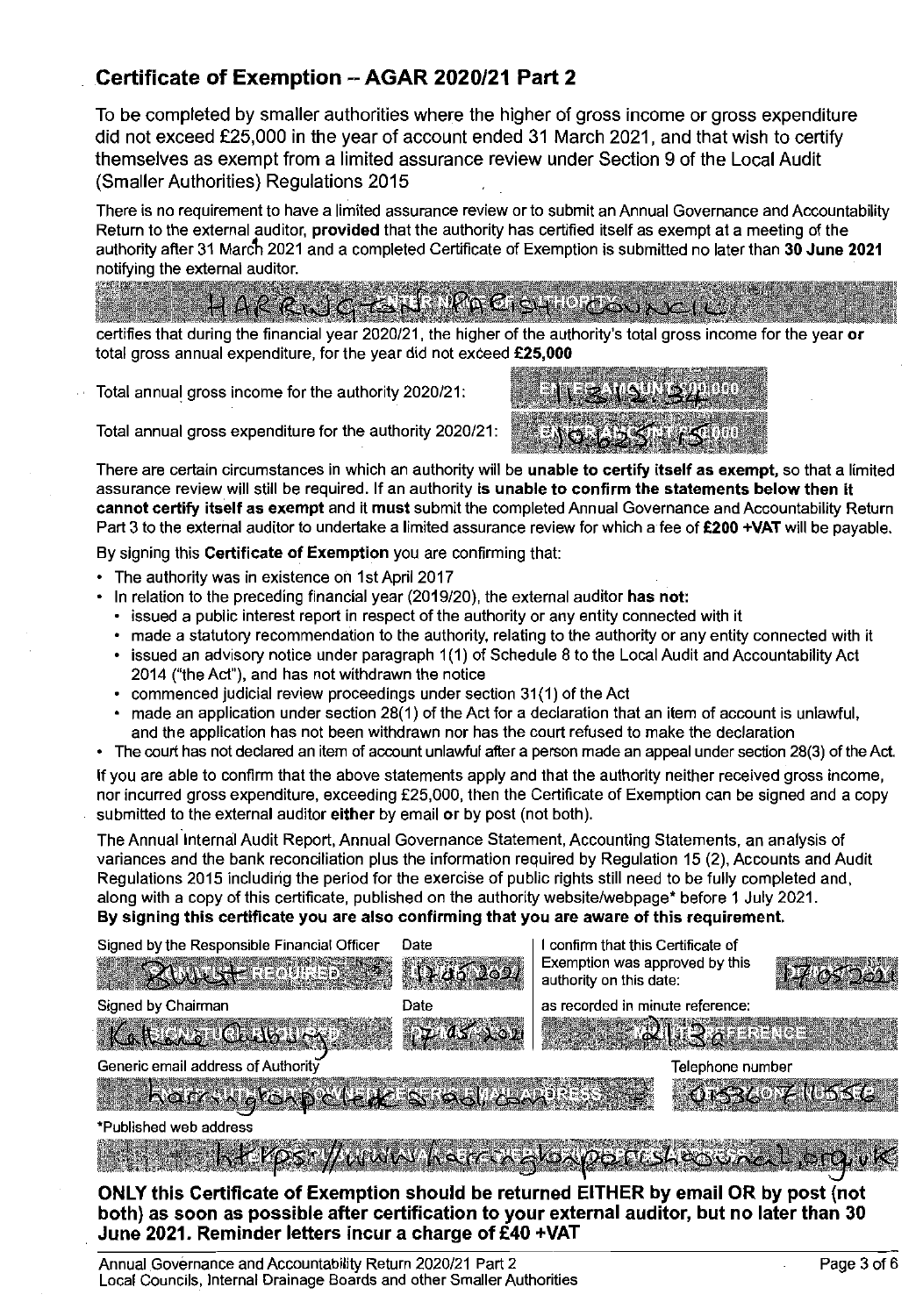## Certificate of Exemption – AGAR 2020/21 Part 2

To be completed by smaller authorities where the higher of gross income or gross expenditure did not exceed £25,000 in the year of account ended 31 March 2021, and that wish to certify themselves as exempt from a limited assurance review under Section 9 of the Local Audit (Smaller Authorities) Regulations 2015

There is no requirement to have a limited assurance review or to submit an Annual Governance and Accountability Return to the external auditor, **provided** that the authority has certified itself as exempt at a meeting of the authority after 31 March 2021 and a completed Certificate of Exemption is submitted no later than **30 June 2021** notifying the external auditor.

HARRINGTON PARISH COUNCIL

certifies that during the financial year 2020/21, the higher of the authority's total gross income for the year **or** total gross annual expenditure, for the year did not exceed **£25,000**

Total annual gross income for the authority 2020/21: £11312.34

Total annual gross expenditure for the authority 2020/21: £10625.15

There are certain circumstances in which an authority will be **unable to certify itself as exempt,** so that a limited assurance review will still be required. If an authority **is unable to confirm the statements below then it cannot certify itself as exempt** and it **must** submit the completed Annual Governance and Accountability Return Part 3 to the external auditor to undertake a limited assurance review for which a fee of **£200 +VAT** will be payable.

By signing this **Certificate of Exemption** you are confirming that:

- The authority was in existence on 1st April 2017
- In relation to the preceding financial year (2019/20), the external auditor **has not:**
  - issued a public interest report in respect of the authority or any entity connected with it
  - made a statutory recommendation to the authority, relating to the authority or any entity connected with it
  - issued an advisory notice under paragraph 1(1) of Schedule 8 to the Local Audit and Accountability Act 2014 ("the Act"), and has not withdrawn the notice
  - commenced judicial review proceedings under section 31(1) of the Act
  - made an application under section 28(1) of the Act for a declaration that an item of account is unlawful, and the application has not been withdrawn nor has the court refused to make the declaration
- The court has not declared an item of account unlawful after a person made an appeal under section 28(3) of the Act.

If you are able to confirm that the above statements apply and that the authority neither received gross income, nor incurred gross expenditure, exceeding £25,000, then the Certificate of Exemption can be signed and a copy submitted to the external auditor **either** by email **or** by post (not both).

The Annual Internal Audit Report, Annual Governance Statement, Accounting Statements, an analysis of variances and the bank reconciliation plus the information required by Regulation 15 (2), Accounts and Audit Regulations 2015 including the period for the exercise of public rights still need to be fully completed and, along with a copy of this certificate, published on the authority website/webpage* before 1 July 2021.
**By signing this certificate you are also confirming that you are aware of this requirement.**

| Signed by the Responsible Financial Officer | Date | I confirm that this Certificate of Exemption was approved by this authority on this date: | |
|---|---|---|---|
| [Signature] | 17/05/2021 | | 17/05/2021 |
| **Signed by Chairman** | **Date** | as recorded in minute reference: | |
| Katherine Richardson | 17/05/2021 | 21/13a | |

Generic email address of Authority: harringtonpclerk@gmail.com

Telephone number: 07936071056

*Published web address: https://www.harringtonparishcouncil.org.uk

**ONLY this Certificate of Exemption should be returned EITHER by email OR by post (not both) as soon as possible after certification to your external auditor, but no later than 30 June 2021. Reminder letters incur a charge of £40 +VAT**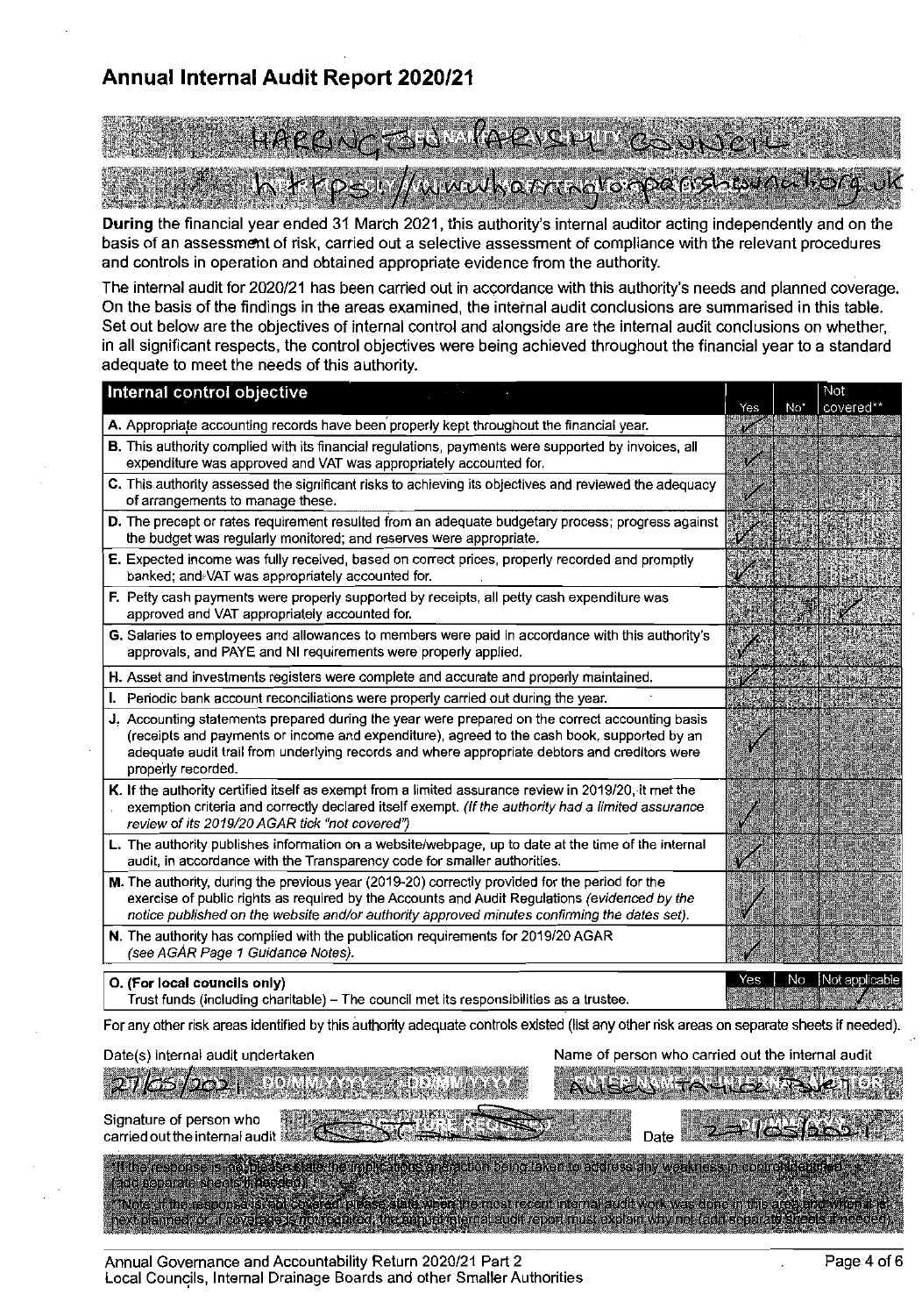# Annual Internal Audit Report 2020/21

HARRINGTON PARISH COUNCIL

https://www.harringtonparishcouncil.org.uk

**During** the financial year ended 31 March 2021, this authority's internal auditor acting independently and on the basis of an assessment of risk, carried out a selective assessment of compliance with the relevant procedures and controls in operation and obtained appropriate evidence from the authority.

The internal audit for 2020/21 has been carried out in accordance with this authority's needs and planned coverage. On the basis of the findings in the areas examined, the internal audit conclusions are summarised in this table. Set out below are the objectives of internal control and alongside are the internal audit conclusions on whether, in all significant respects, the control objectives were being achieved throughout the financial year to a standard adequate to meet the needs of this authority.

| Internal control objective | Yes | No* | Not covered** |
|---|---|---|---|
| A. Appropriate accounting records have been properly kept throughout the financial year. | ✓ | | |
| B. This authority complied with its financial regulations, payments were supported by invoices, all expenditure was approved and VAT was appropriately accounted for. | ✓ | | |
| C. This authority assessed the significant risks to achieving its objectives and reviewed the adequacy of arrangements to manage these. | ✓ | | |
| D. The precept or rates requirement resulted from an adequate budgetary process; progress against the budget was regularly monitored; and reserves were appropriate. | ✓ | | |
| E. Expected income was fully received, based on correct prices, properly recorded and promptly banked; and VAT was appropriately accounted for. | ✓ | | |
| F. Petty cash payments were properly supported by receipts, all petty cash expenditure was approved and VAT appropriately accounted for. | | | ✓ |
| G. Salaries to employees and allowances to members were paid in accordance with this authority's approvals, and PAYE and NI requirements were properly applied. | ✓ | | |
| H. Asset and investments registers were complete and accurate and properly maintained. | ✓ | | |
| I. Periodic bank account reconciliations were properly carried out during the year. | ✓ | | |
| J. Accounting statements prepared during the year were prepared on the correct accounting basis (receipts and payments or income and expenditure), agreed to the cash book, supported by an adequate audit trail from underlying records and where appropriate debtors and creditors were properly recorded. | ✓ | | |
| K. If the authority certified itself as exempt from a limited assurance review in 2019/20, it met the exemption criteria and correctly declared itself exempt. *(If the authority had a limited assurance review of its 2019/20 AGAR tick "not covered")* | ✓ | | |
| L. The authority publishes information on a website/webpage, up to date at the time of the internal audit, in accordance with the Transparency code for smaller authorities. | ✓ | | |
| M. The authority, during the previous year (2019-20) correctly provided for the period for the exercise of public rights as required by the Accounts and Audit Regulations *(evidenced by the notice published on the website and/or authority approved minutes confirming the dates set).* | ✓ | | |
| N. The authority has complied with the publication requirements for 2019/20 AGAR *(see AGAR Page 1 Guidance Notes).* | ✓ | | |

| O. (For local councils only) | Yes | No | Not applicable |
|---|---|---|---|
| Trust funds (including charitable) – The council met its responsibilities as a trustee. | | | ✓ |

For any other risk areas identified by this authority adequate controls existed (list any other risk areas on separate sheets if needed).

Date(s) internal audit undertaken: 27/05/2021

Name of person who carried out the internal audit: ALISON TAYLOR

Signature of person who carried out the internal audit: [Signature]

Date: 27/05/2021

*If the response is 'no' please state the implications and action being taken to address any weakness in control identified (add separate sheets if needed).

**Note: If the response is 'not covered' please state when the most recent internal audit work was done in this area and when it is next planned; or, if coverage is not required, the annual internal audit report must explain why not (add separate sheets if needed).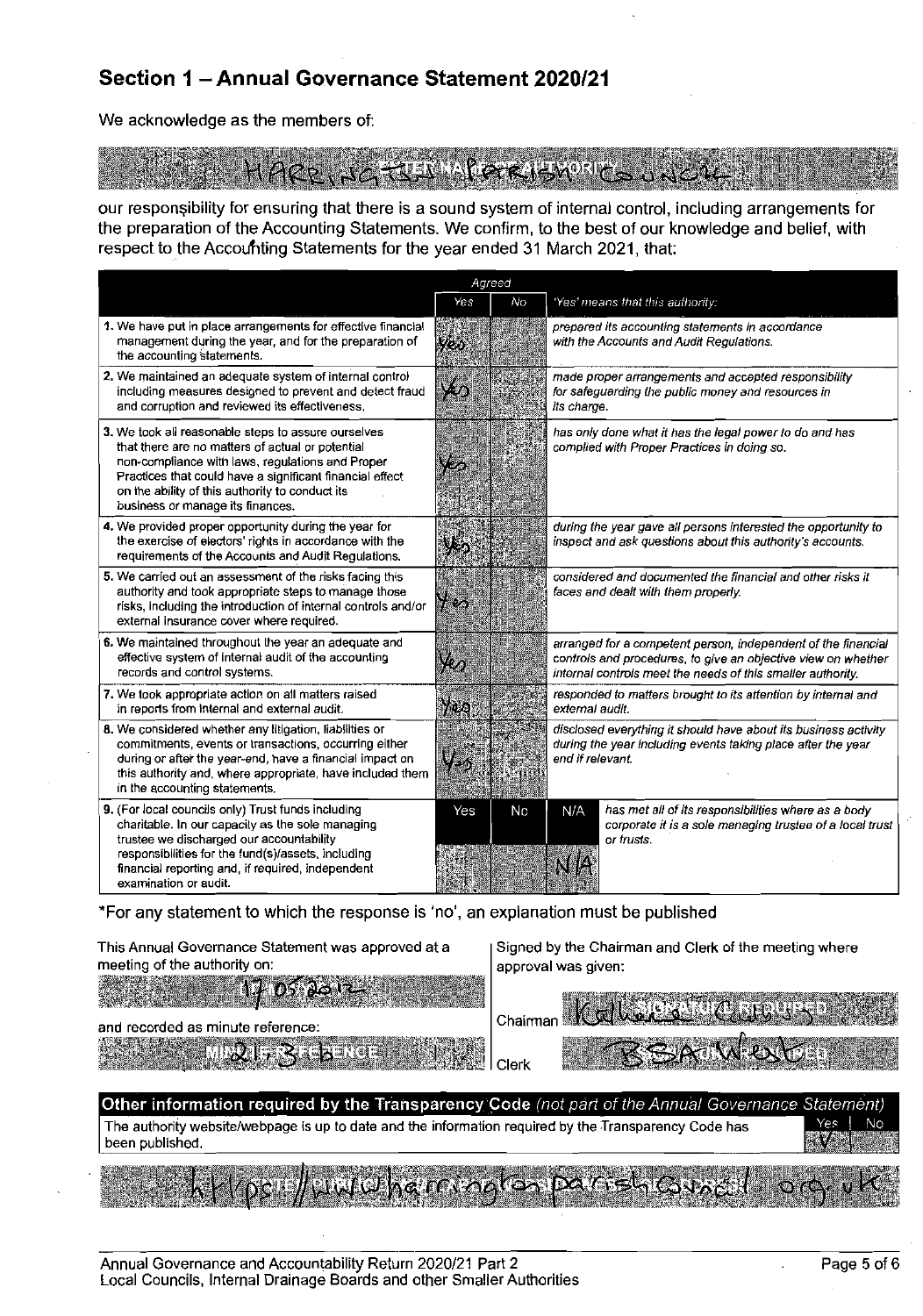## Section 1 – Annual Governance Statement 2020/21

We acknowledge as the members of:

HARRINGTON PARISH COUNCIL

our responsibility for ensuring that there is a sound system of internal control, including arrangements for the preparation of the Accounting Statements. We confirm, to the best of our knowledge and belief, with respect to the Accounting Statements for the year ended 31 March 2021, that:

| | Agreed | | 'Yes' means that this authority: |
|---|---|---|---|
| | Yes | No | |
| 1. We have put in place arrangements for effective financial management during the year, and for the preparation of the accounting statements. | Yes | | prepared its accounting statements in accordance with the Accounts and Audit Regulations. |
| 2. We maintained an adequate system of internal control including measures designed to prevent and detect fraud and corruption and reviewed its effectiveness. | Yes | | made proper arrangements and accepted responsibility for safeguarding the public money and resources in its charge. |
| 3. We took all reasonable steps to assure ourselves that there are no matters of actual or potential non-compliance with laws, regulations and Proper Practices that could have a significant financial effect on the ability of this authority to conduct its business or manage its finances. | Yes | | has only done what it has the legal power to do and has complied with Proper Practices in doing so. |
| 4. We provided proper opportunity during the year for the exercise of electors' rights in accordance with the requirements of the Accounts and Audit Regulations. | Yes | | during the year gave all persons interested the opportunity to inspect and ask questions about this authority's accounts. |
| 5. We carried out an assessment of the risks facing this authority and took appropriate steps to manage those risks, including the introduction of internal controls and/or external insurance cover where required. | Yes | | considered and documented the financial and other risks it faces and dealt with them properly. |
| 6. We maintained throughout the year an adequate and effective system of internal audit of the accounting records and control systems. | Yes | | arranged for a competent person, independent of the financial controls and procedures, to give an objective view on whether internal controls meet the needs of this smaller authority. |
| 7. We took appropriate action on all matters raised in reports from internal and external audit. | Yes | | responded to matters brought to its attention by internal and external audit. |
| 8. We considered whether any litigation, liabilities or commitments, events or transactions, occurring either during or after the year-end, have a financial impact on this authority and, where appropriate, have included them in the accounting statements. | Yes | | disclosed everything it should have about its business activity during the year including events taking place after the year end if relevant. |
| 9. (For local councils only) Trust funds including charitable. In our capacity as the sole managing trustee we discharged our accountability responsibilities for the fund(s)/assets, including financial reporting and, if required, independent examination or audit. | Yes / No / N/A: N/A | | has met all of its responsibilities where as a body corporate it is a sole managing trustee of a local trust or trusts. |

*For any statement to which the response is 'no', an explanation must be published

This Annual Governance Statement was approved at a meeting of the authority on:

17/05/2021

and recorded as minute reference:

MIN 21-3

Signed by the Chairman and Clerk of the meeting where approval was given:

Chairman [signature]

Clerk BSAWestbed

**Other information required by the Transparency Code** *(not part of the Annual Governance Statement)*

| The authority website/webpage is up to date and the information required by the Transparency Code has been published. | Yes | No |
|---|---|---|
| | ✓ | |

https://www.harringtonparishcouncil.org.uk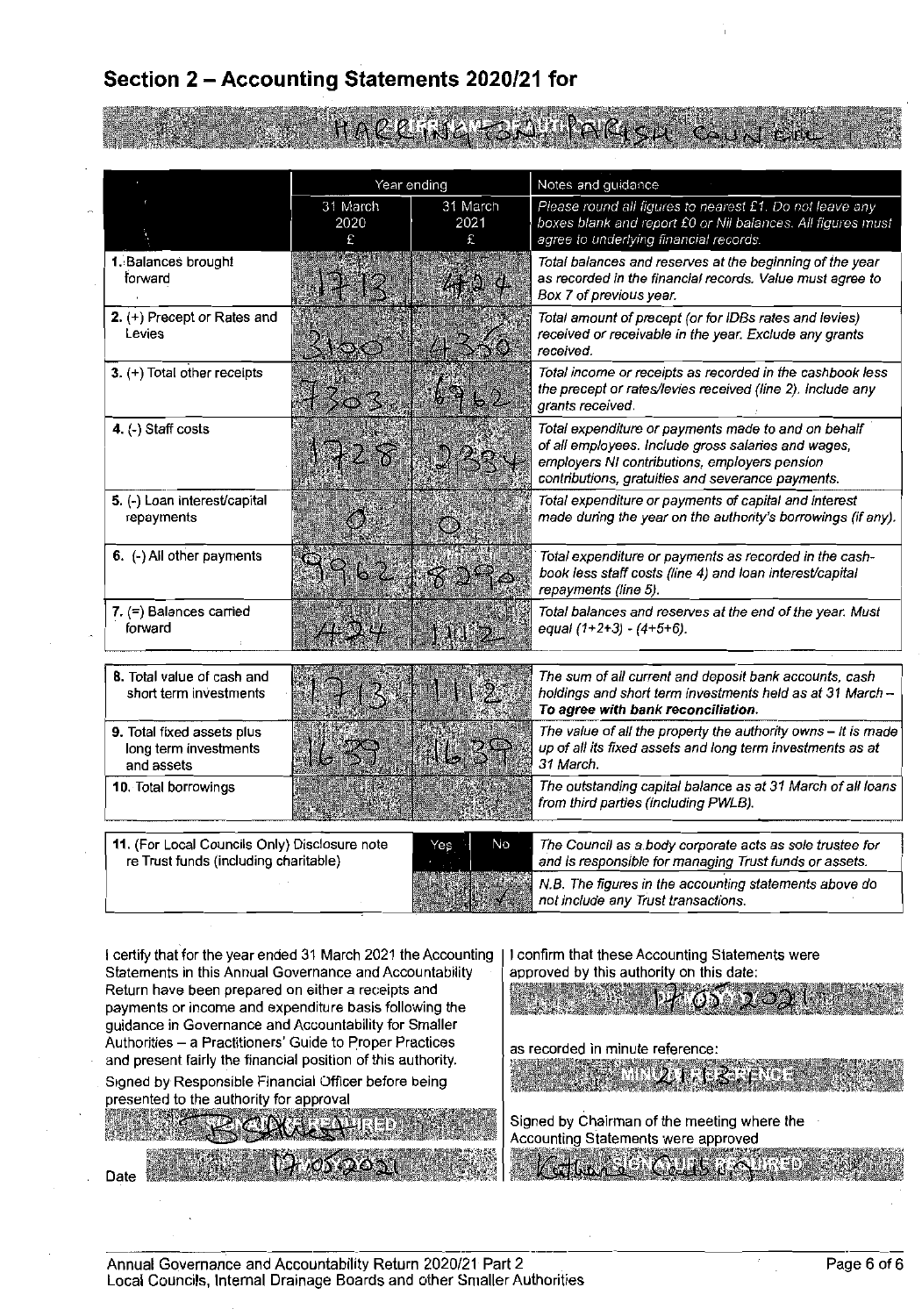## Section 2 – Accounting Statements 2020/21 for

HARRINGTON PARISH COUNCIL

| | Year ending | | Notes and guidance |
|---|---|---|---|
| | 31 March 2020 £ | 31 March 2021 £ | *Please round all figures to nearest £1. Do not leave any boxes blank and report £0 or Nil balances. All figures must agree to underlying financial records.* |
| **1.** Balances brought forward | 1713 | 424 | Total balances and reserves at the beginning of the year as recorded in the financial records. Value must agree to Box 7 of previous year. |
| **2.** (+) Precept or Rates and Levies | 3100 | 4350 | Total amount of precept (or for IDBs rates and levies) received or receivable in the year. Exclude any grants received. |
| **3.** (+) Total other receipts | 7303 | 6962 | Total income or receipts as recorded in the cashbook less the precept or rates/levies received (line 2). Include any grants received. |
| **4.** (-) Staff costs | 1728 | 2334 | Total expenditure or payments made to and on behalf of all employees. Include gross salaries and wages, employers NI contributions, employers pension contributions, gratuities and severance payments. |
| **5.** (-) Loan interest/capital repayments | 0 | 0 | Total expenditure or payments of capital and interest made during the year on the authority's borrowings (if any). |
| **6.** (-) All other payments | 9962 | 8290 | Total expenditure or payments as recorded in the cash-book less staff costs (line 4) and loan interest/capital repayments (line 5). |
| **7.** (=) Balances carried forward | 424 | 1112 | Total balances and reserves at the end of the year. Must equal (1+2+3) - (4+5+6). |
| **8.** Total value of cash and short term investments | 1713 | 1112 | The sum of all current and deposit bank accounts, cash holdings and short term investments held as at 31 March – **To agree with bank reconciliation.** |
| **9.** Total fixed assets plus long term investments and assets | 1639 | 1639 | The value of all the property the authority owns – it is made up of all its fixed assets and long term investments as at 31 March. |
| **10.** Total borrowings | | | The outstanding capital balance as at 31 March of all loans from third parties (including PWLB). |

| **11.** (For Local Councils Only) Disclosure note re Trust funds (including charitable) | Yes | No | The Council as a body corporate acts as sole trustee for and is responsible for managing Trust funds or assets. |
|---|---|---|---|
| | | ✓ | N.B. The figures in the accounting statements above do not include any Trust transactions. |

I certify that for the year ended 31 March 2021 the Accounting Statements in this Annual Governance and Accountability Return have been prepared on either a receipts and payments or income and expenditure basis following the guidance in Governance and Accountability for Smaller Authorities – a Practitioners' Guide to Proper Practices and present fairly the financial position of this authority.

Signed by Responsible Financial Officer before being presented to the authority for approval

SIGNATURE REQUIRED [signed]

Date 17/05/2021

I confirm that these Accounting Statements were approved by this authority on this date:

17/05/2021

as recorded in minute reference:

MINUTE REFERENCE

Signed by Chairman of the meeting where the Accounting Statements were approved

SIGNATURE REQUIRED [signed]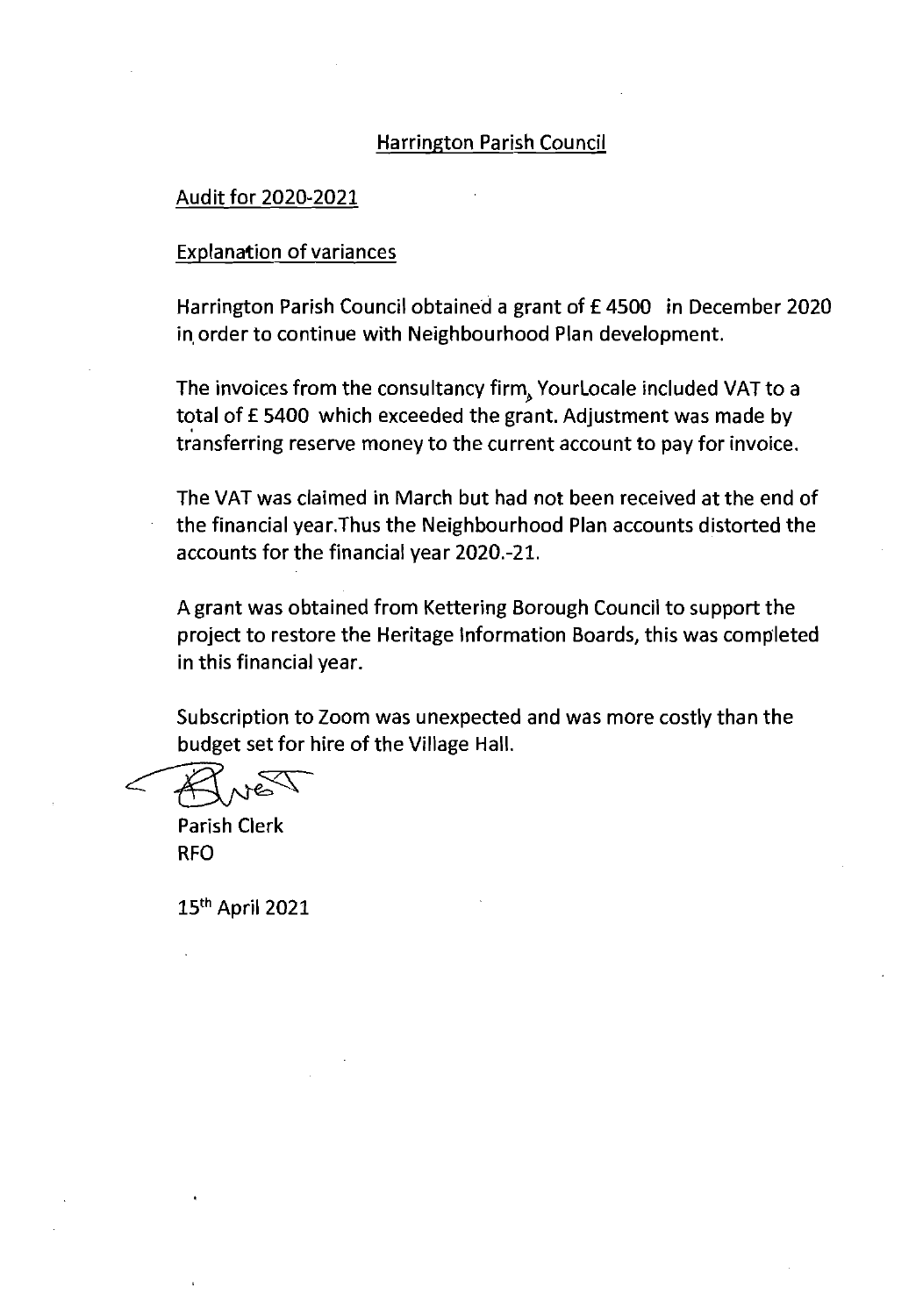Harrington Parish Council

Audit for 2020-2021

Explanation of variances

Harrington Parish Council obtained a grant of £ 4500 in December 2020 in order to continue with Neighbourhood Plan development.

The invoices from the consultancy firm, YourLocale included VAT to a total of £ 5400 which exceeded the grant. Adjustment was made by transferring reserve money to the current account to pay for invoice.

The VAT was claimed in March but had not been received at the end of the financial year.Thus the Neighbourhood Plan accounts distorted the accounts for the financial year 2020.-21.

A grant was obtained from Kettering Borough Council to support the project to restore the Heritage Information Boards, this was completed in this financial year.

Subscription to Zoom was unexpected and was more costly than the budget set for hire of the Village Hall.

Parish Clerk
RFO

15th April 2021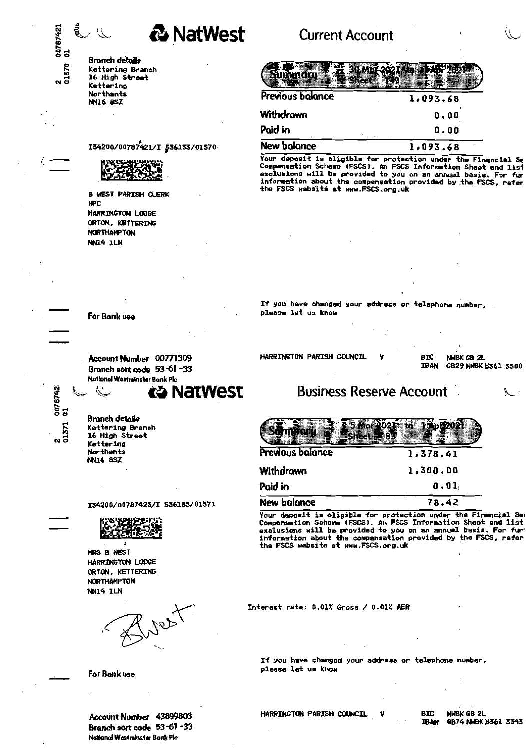# NatWest

## Current Account

**Branch details**
Kettering Branch
16 High Street
Kettering
Northants
NN16 8SZ

I34200/00787421/I 536133/01370

B WEST PARISH CLERK
HPC
HARRINGTON LODGE
ORTON, KETTERING
NORTHAMPTON
NN14 1LN

| Summary | 30 Mar 2021 to 1 Apr 2021 Sheet 149 |
|---|---|
| Previous balance | 1,093.68 |
| Withdrawn | 0.00 |
| Paid in | 0.00 |
| New balance | 1,093.68 |

Your deposit is eligible for protection under the Financial Se Compensation Scheme (FSCS). An FSCS Information Sheet and list exclusions will be provided to you on an annual basis. For fur information about the compensation provided by the FSCS, refer the FSCS website at www.FSCS.org.uk

For Bank use

If you have changed your address or telephone number, please let us know

**Account Number** 00771309
**Branch sort code** 53-61-33
National Westminster Bank Plc

HARRINGTON PARISH COUNCIL V

BIC NWBK GB 2L
IBAN GB29 NWBK 5361 3300

# NatWest

## Business Reserve Account

**Branch details**
Kettering Branch
16 High Street
Kettering
Northants
NN16 8SZ

I34200/00787423/I 536133/01371

MRS B WEST
HARRINGTON LODGE
ORTON, KETTERING
NORTHAMPTON
NN14 1LN

| Summary | 5 Mar 2021 to 1 Apr 2021 Sheet 83 |
|---|---|
| Previous balance | 1,378.41 |
| Withdrawn | 1,300.00 |
| Paid in | 0.01 |
| New balance | 78.42 |

Your deposit is eligible for protection under the Financial Ser Compensation Scheme (FSCS). An FSCS Information Sheet and list exclusions will be provided to you on an annual basis. For fur information about the compensation provided by the FSCS, refer the FSCS website at www.FSCS.org.uk

Interest rate: 0.01% Gross / 0.01% AER

BWest

For Bank use

If you have changed your address or telephone number, please let us know

**Account Number** 43899803
**Branch sort code** 53-61-33
National Westminster Bank Plc

HARRINGTON PARISH COUNCIL V

BIC NWBK GB 2L
IBAN GB74 NWBK 5361 3343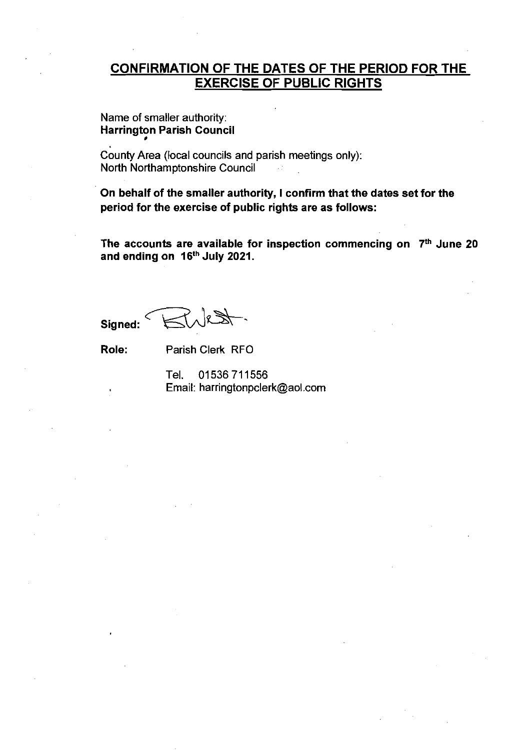## CONFIRMATION OF THE DATES OF THE PERIOD FOR THE EXERCISE OF PUBLIC RIGHTS

Name of smaller authority:
**Harrington Parish Council**

County Area (local councils and parish meetings only):
North Northamptonshire Council

**On behalf of the smaller authority, I confirm that the dates set for the period for the exercise of public rights are as follows:**

**The accounts are available for inspection commencing on 7th June 20 and ending on 16th July 2021.**

**Signed:**

**Role:** Parish Clerk RFO

Tel. 01536 711556
Email: harringtonpclerk@aol.com